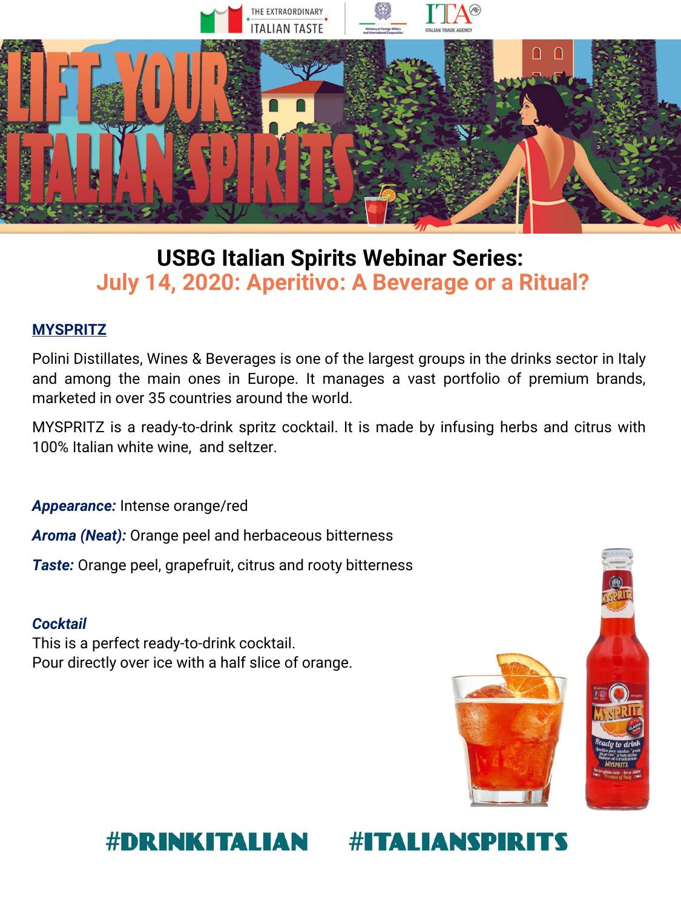# USBG Italian Spirits Webinar Series:
## July 14, 2020: Aperitivo: A Beverage or a Ritual?

**MYSPRITZ**

Polini Distillates, Wines & Beverages is one of the largest groups in the drinks sector in Italy and among the main ones in Europe. It manages a vast portfolio of premium brands, marketed in over 35 countries around the world.

MYSPRITZ is a ready-to-drink spritz cocktail. It is made by infusing herbs and citrus with 100% Italian white wine, and seltzer.

***Appearance:*** Intense orange/red

***Aroma (Neat):*** Orange peel and herbaceous bitterness

***Taste:*** Orange peel, grapefruit, citrus and rooty bitterness

***Cocktail***
This is a perfect ready-to-drink cocktail.
Pour directly over ice with a half slice of orange.

#DRINKITALIAN #ITALIANSPIRITS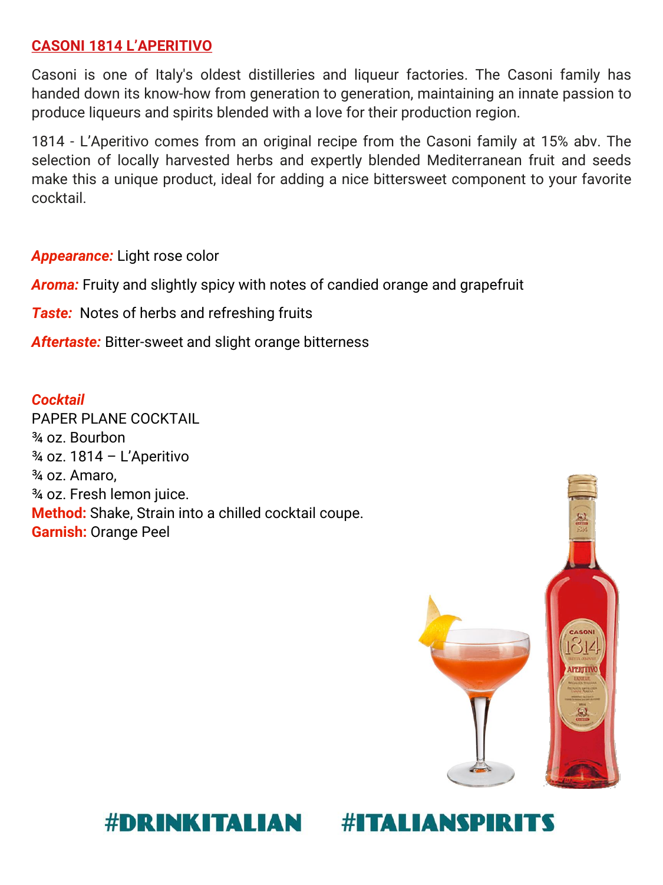## CASONI 1814 L'APERITIVO

Casoni is one of Italy's oldest distilleries and liqueur factories. The Casoni family has handed down its know-how from generation to generation, maintaining an innate passion to produce liqueurs and spirits blended with a love for their production region.

1814 - L'Aperitivo comes from an original recipe from the Casoni family at 15% abv. The selection of locally harvested herbs and expertly blended Mediterranean fruit and seeds make this a unique product, ideal for adding a nice bittersweet component to your favorite cocktail.

***Appearance:*** Light rose color

***Aroma:*** Fruity and slightly spicy with notes of candied orange and grapefruit

***Taste:*** Notes of herbs and refreshing fruits

***Aftertaste:*** Bitter-sweet and slight orange bitterness

***Cocktail***

PAPER PLANE COCKTAIL
¾ oz. Bourbon
¾ oz. 1814 – L'Aperitivo
¾ oz. Amaro,
¾ oz. Fresh lemon juice.
**Method:** Shake, Strain into a chilled cocktail coupe.
**Garnish:** Orange Peel

**#DRINKITALIAN #ITALIANSPIRITS**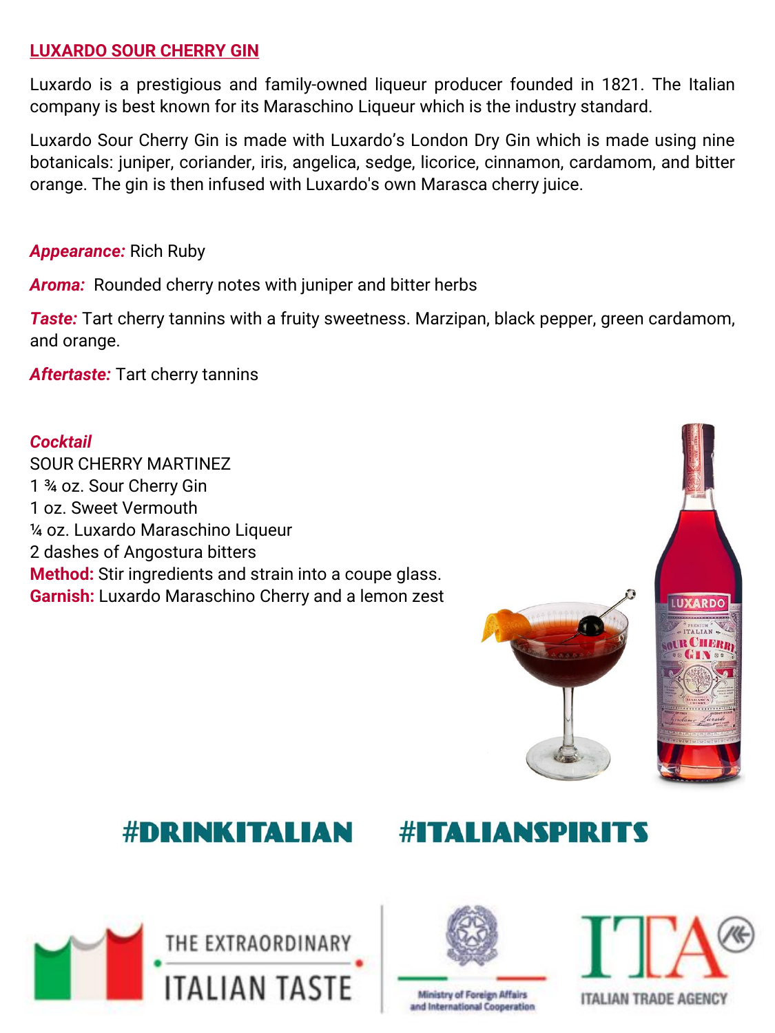## LUXARDO SOUR CHERRY GIN

Luxardo is a prestigious and family-owned liqueur producer founded in 1821. The Italian company is best known for its Maraschino Liqueur which is the industry standard.

Luxardo Sour Cherry Gin is made with Luxardo's London Dry Gin which is made using nine botanicals: juniper, coriander, iris, angelica, sedge, licorice, cinnamon, cardamom, and bitter orange. The gin is then infused with Luxardo's own Marasca cherry juice.

***Appearance:*** Rich Ruby

***Aroma:*** Rounded cherry notes with juniper and bitter herbs

***Taste:*** Tart cherry tannins with a fruity sweetness. Marzipan, black pepper, green cardamom, and orange.

***Aftertaste:*** Tart cherry tannins

***Cocktail***

SOUR CHERRY MARTINEZ

1 ¾ oz. Sour Cherry Gin
1 oz. Sweet Vermouth
¼ oz. Luxardo Maraschino Liqueur
2 dashes of Angostura bitters

**Method:** Stir ingredients and strain into a coupe glass.

**Garnish:** Luxardo Maraschino Cherry and a lemon zest

#DRINKITALIAN #ITALIANSPIRITS

THE EXTRAORDINARY ITALIAN TASTE

Ministry of Foreign Affairs and International Cooperation

ITA ITALIAN TRADE AGENCY